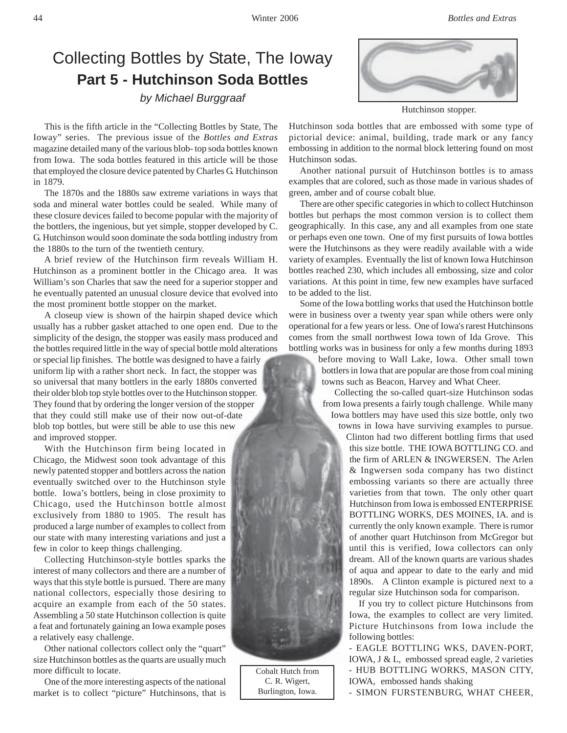# Collecting Bottles by State, The Ioway

## Part 5 - Hutchinson Soda Bottles

*by Michael Burggraaf*

Hutchinson stopper.

This is the fifth article in the "Collecting Bottles by State, The Ioway" series. The previous issue of the *Bottles and Extras* magazine detailed many of the various blob- top soda bottles known from Iowa. The soda bottles featured in this article will be those that employed the closure device patented by Charles G. Hutchinson in 1879.

The 1870s and the 1880s saw extreme variations in ways that soda and mineral water bottles could be sealed. While many of these closure devices failed to become popular with the majority of the bottlers, the ingenious, but yet simple, stopper developed by C. G. Hutchinson would soon dominate the soda bottling industry from the 1880s to the turn of the twentieth century.

A brief review of the Hutchinson firm reveals William H. Hutchinson as a prominent bottler in the Chicago area. It was William's son Charles that saw the need for a superior stopper and he eventually patented an unusual closure device that evolved into the most prominent bottle stopper on the market.

A closeup view is shown of the hairpin shaped device which usually has a rubber gasket attached to one open end. Due to the simplicity of the design, the stopper was easily mass produced and the bottles required little in the way of special bottle mold alterations or special lip finishes. The bottle was designed to have a fairly uniform lip with a rather short neck. In fact, the stopper was so universal that many bottlers in the early 1880s converted their older blob top style bottles over to the Hutchinson stopper. They found that by ordering the longer version of the stopper that they could still make use of their now out-of-date blob top bottles, but were still be able to use this new and improved stopper.

With the Hutchinson firm being located in Chicago, the Midwest soon took advantage of this newly patented stopper and bottlers across the nation eventually switched over to the Hutchinson style bottle. Iowa's bottlers, being in close proximity to Chicago, used the Hutchinson bottle almost exclusively from 1880 to 1905. The result has produced a large number of examples to collect from our state with many interesting variations and just a few in color to keep things challenging.

Collecting Hutchinson-style bottles sparks the interest of many collectors and there are a number of ways that this style bottle is pursued. There are many national collectors, especially those desiring to acquire an example from each of the 50 states. Assembling a 50 state Hutchinson collection is quite a feat and fortunately gaining an Iowa example poses a relatively easy challenge.

Other national collectors collect only the "quart" size Hutchinson bottles as the quarts are usually much more difficult to locate.

One of the more interesting aspects of the national market is to collect "picture" Hutchinsons, that is Hutchinson soda bottles that are embossed with some type of pictorial device: animal, building, trade mark or any fancy embossing in addition to the normal block lettering found on most Hutchinson sodas.

Another national pursuit of Hutchinson bottles is to amass examples that are colored, such as those made in various shades of green, amber and of course cobalt blue.

There are other specific categories in which to collect Hutchinson bottles but perhaps the most common version is to collect them geographically. In this case, any and all examples from one state or perhaps even one town. One of my first pursuits of Iowa bottles were the Hutchinsons as they were readily available with a wide variety of examples. Eventually the list of known Iowa Hutchinson bottles reached 230, which includes all embossing, size and color variations. At this point in time, few new examples have surfaced to be added to the list.

Some of the Iowa bottling works that used the Hutchinson bottle were in business over a twenty year span while others were only operational for a few years or less. One of Iowa's rarest Hutchinsons comes from the small northwest Iowa town of Ida Grove. This bottling works was in business for only a few months during 1893 before moving to Wall Lake, Iowa. Other small town bottlers in Iowa that are popular are those from coal mining towns such as Beacon, Harvey and What Cheer.

Collecting the so-called quart-size Hutchinson sodas from Iowa presents a fairly tough challenge. While many Iowa bottlers may have used this size bottle, only two towns in Iowa have surviving examples to pursue. Clinton had two different bottling firms that used this size bottle. THE IOWA BOTTLING CO. and the firm of ARLEN & INGWERSEN. The Arlen & Ingwersen soda company has two distinct embossing variants so there are actually three varieties from that town. The only other quart Hutchinson from Iowa is embossed ENTERPRISE BOTTLING WORKS, DES MOINES, IA. and is currently the only known example. There is rumor of another quart Hutchinson from McGregor but until this is verified, Iowa collectors can only dream. All of the known quarts are various shades of aqua and appear to date to the early and mid 1890s. A Clinton example is pictured next to a regular size Hutchinson soda for comparison.

If you try to collect picture Hutchinsons from Iowa, the examples to collect are very limited. Picture Hutchinsons from Iowa include the following bottles:

- EAGLE BOTTLING WKS, DAVEN-PORT, IOWA, J & L, embossed spread eagle, 2 varieties
- HUB BOTTLING WORKS, MASON CITY, IOWA, embossed hands shaking
- SIMON FURSTENBURG, WHAT CHEER,

Cobalt Hutch from C. R. Wigert, Burlington, Iowa.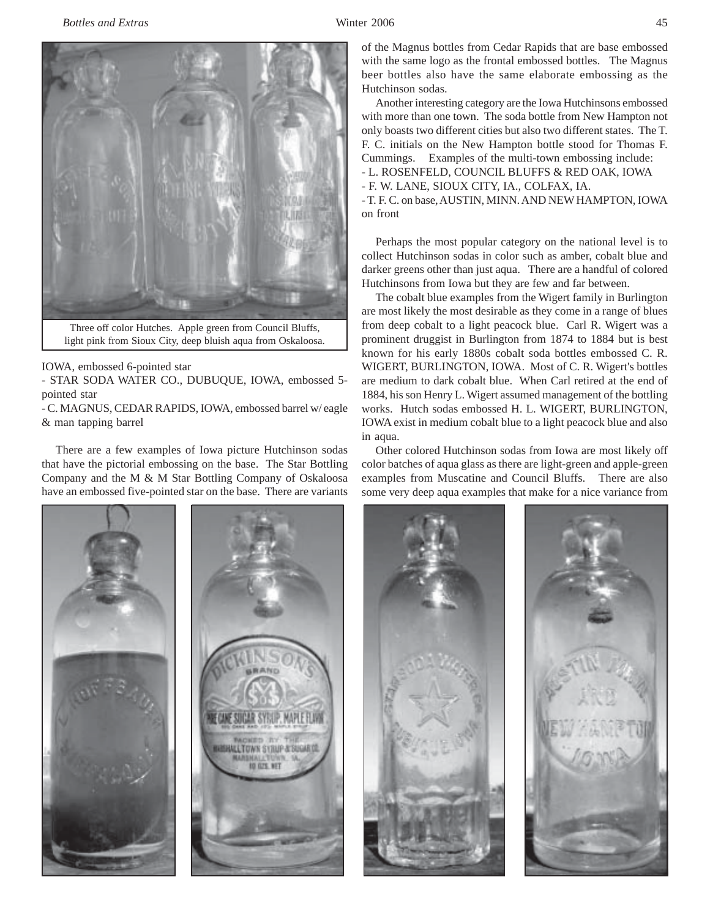Three off color Hutches. Apple green from Council Bluffs, light pink from Sioux City, deep bluish aqua from Oskaloosa.

IOWA, embossed 6-pointed star
- STAR SODA WATER CO., DUBUQUE, IOWA, embossed 5-pointed star
- C. MAGNUS, CEDAR RAPIDS, IOWA, embossed barrel w/ eagle & man tapping barrel

There are a few examples of Iowa picture Hutchinson sodas that have the pictorial embossing on the base. The Star Bottling Company and the M & M Star Bottling Company of Oskaloosa have an embossed five-pointed star on the base. There are variants of the Magnus bottles from Cedar Rapids that are base embossed with the same logo as the frontal embossed bottles. The Magnus beer bottles also have the same elaborate embossing as the Hutchinson sodas.

Another interesting category are the Iowa Hutchinsons embossed with more than one town. The soda bottle from New Hampton not only boasts two different cities but also two different states. The T. F. C. initials on the New Hampton bottle stood for Thomas F. Cummings. Examples of the multi-town embossing include:
- L. ROSENFELD, COUNCIL BLUFFS & RED OAK, IOWA
- F. W. LANE, SIOUX CITY, IA., COLFAX, IA.
- T. F. C. on base, AUSTIN, MINN. AND NEW HAMPTON, IOWA on front

Perhaps the most popular category on the national level is to collect Hutchinson sodas in color such as amber, cobalt blue and darker greens other than just aqua. There are a handful of colored Hutchinsons from Iowa but they are few and far between.

The cobalt blue examples from the Wigert family in Burlington are most likely the most desirable as they come in a range of blues from deep cobalt to a light peacock blue. Carl R. Wigert was a prominent druggist in Burlington from 1874 to 1884 but is best known for his early 1880s cobalt soda bottles embossed C. R. WIGERT, BURLINGTON, IOWA. Most of C. R. Wigert's bottles are medium to dark cobalt blue. When Carl retired at the end of 1884, his son Henry L. Wigert assumed management of the bottling works. Hutch sodas embossed H. L. WIGERT, BURLINGTON, IOWA exist in medium cobalt blue to a light peacock blue and also in aqua.

Other colored Hutchinson sodas from Iowa are most likely off color batches of aqua glass as there are light-green and apple-green examples from Muscatine and Council Bluffs. There are also some very deep aqua examples that make for a nice variance from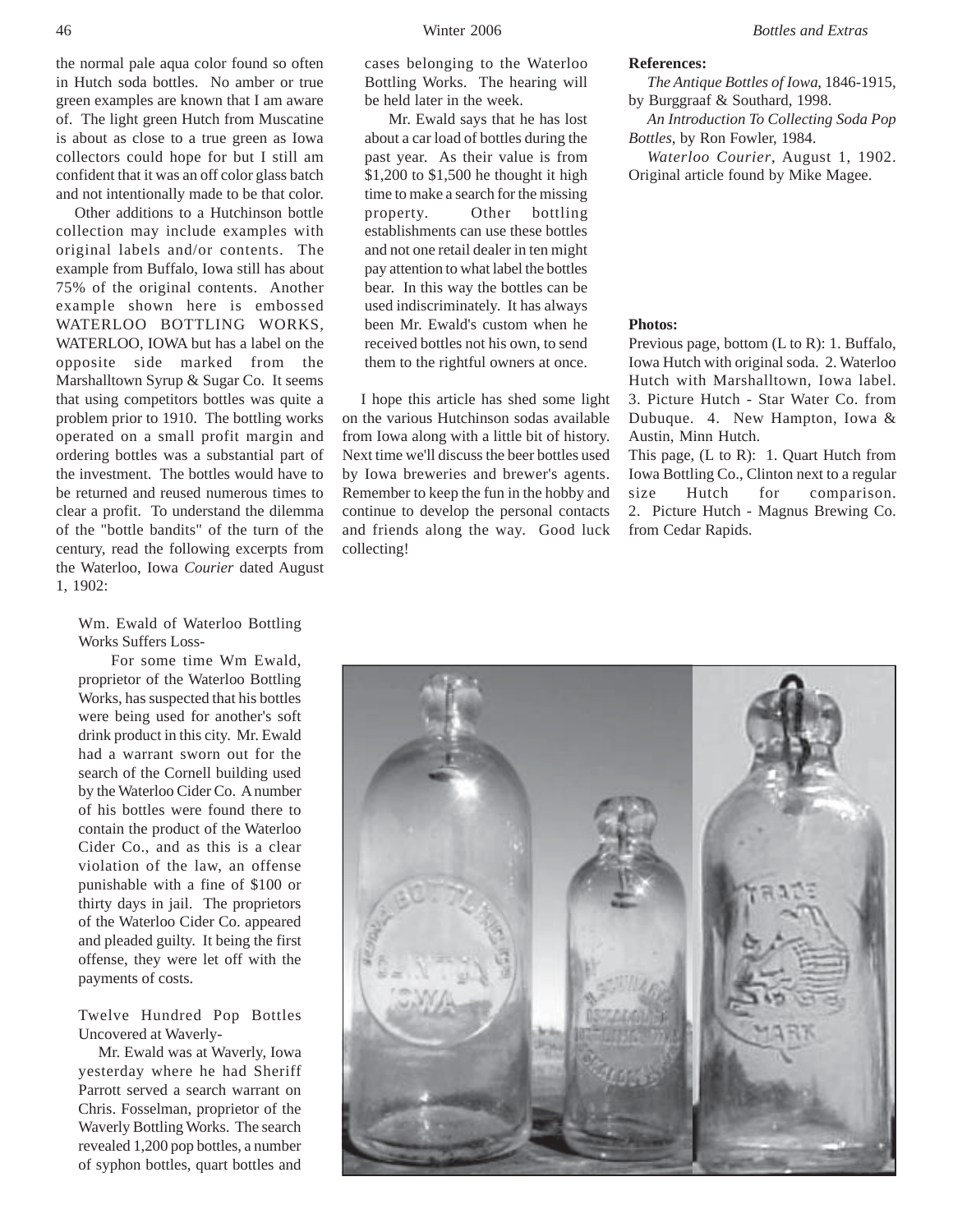the normal pale aqua color found so often in Hutch soda bottles. No amber or true green examples are known that I am aware of. The light green Hutch from Muscatine is about as close to a true green as Iowa collectors could hope for but I still am confident that it was an off color glass batch and not intentionally made to be that color.

Other additions to a Hutchinson bottle collection may include examples with original labels and/or contents. The example from Buffalo, Iowa still has about 75% of the original contents. Another example shown here is embossed WATERLOO BOTTLING WORKS, WATERLOO, IOWA but has a label on the opposite side marked from the Marshalltown Syrup & Sugar Co. It seems that using competitors bottles was quite a problem prior to 1910. The bottling works operated on a small profit margin and ordering bottles was a substantial part of the investment. The bottles would have to be returned and reused numerous times to clear a profit. To understand the dilemma of the "bottle bandits" of the turn of the century, read the following excerpts from the Waterloo, Iowa *Courier* dated August 1, 1902:

> Wm. Ewald of Waterloo Bottling Works Suffers Loss-
>
> For some time Wm Ewald, proprietor of the Waterloo Bottling Works, has suspected that his bottles were being used for another's soft drink product in this city. Mr. Ewald had a warrant sworn out for the search of the Cornell building used by the Waterloo Cider Co. A number of his bottles were found there to contain the product of the Waterloo Cider Co., and as this is a clear violation of the law, an offense punishable with a fine of $100 or thirty days in jail. The proprietors of the Waterloo Cider Co. appeared and pleaded guilty. It being the first offense, they were let off with the payments of costs.
>
> Twelve Hundred Pop Bottles Uncovered at Waverly-
>
> Mr. Ewald was at Waverly, Iowa yesterday where he had Sheriff Parrott served a search warrant on Chris. Fosselman, proprietor of the Waverly Bottling Works. The search revealed 1,200 pop bottles, a number of syphon bottles, quart bottles and cases belonging to the Waterloo Bottling Works. The hearing will be held later in the week.
>
> Mr. Ewald says that he has lost about a car load of bottles during the past year. As their value is from $1,200 to $1,500 he thought it high time to make a search for the missing property. Other bottling establishments can use these bottles and not one retail dealer in ten might pay attention to what label the bottles bear. In this way the bottles can be used indiscriminately. It has always been Mr. Ewald's custom when he received bottles not his own, to send them to the rightful owners at once.

I hope this article has shed some light on the various Hutchinson sodas available from Iowa along with a little bit of history. Next time we'll discuss the beer bottles used by Iowa breweries and brewer's agents. Remember to keep the fun in the hobby and continue to develop the personal contacts and friends along the way. Good luck collecting!

**References:**

*The Antique Bottles of Iowa*, 1846-1915, by Burggraaf & Southard, 1998.

*An Introduction To Collecting Soda Pop Bottles*, by Ron Fowler, 1984.

*Waterloo Courier*, August 1, 1902. Original article found by Mike Magee.

**Photos:**

Previous page, bottom (L to R): 1. Buffalo, Iowa Hutch with original soda. 2. Waterloo Hutch with Marshalltown, Iowa label. 3. Picture Hutch - Star Water Co. from Dubuque. 4. New Hampton, Iowa & Austin, Minn Hutch.

This page, (L to R): 1. Quart Hutch from Iowa Bottling Co., Clinton next to a regular size Hutch for comparison. 2. Picture Hutch - Magnus Brewing Co. from Cedar Rapids.